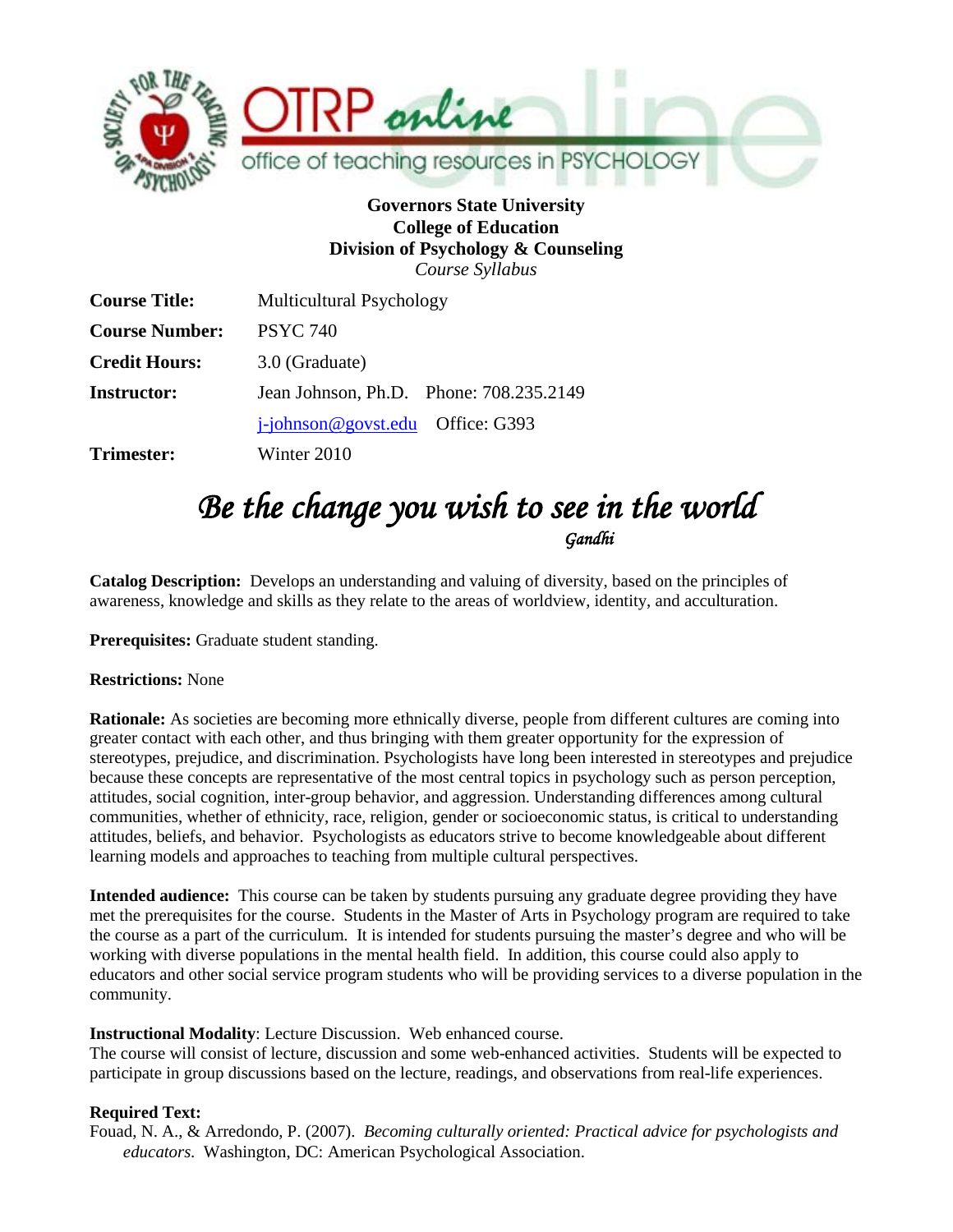**Governors State University**
**College of Education**
**Division of Psychology & Counseling**
*Course Syllabus*

| | |
|---|---|
| **Course Title:** | Multicultural Psychology |
| **Course Number:** | PSYC 740 |
| **Credit Hours:** | 3.0 (Graduate) |
| **Instructor:** | Jean Johnson, Ph.D. Phone: 708.235.2149 |
| | j-johnson@govst.edu Office: G393 |
| **Trimester:** | Winter 2010 |

# *Be the change you wish to see in the world*

*Gandhi*

**Catalog Description:** Develops an understanding and valuing of diversity, based on the principles of awareness, knowledge and skills as they relate to the areas of worldview, identity, and acculturation.

**Prerequisites:** Graduate student standing.

**Restrictions:** None

**Rationale:** As societies are becoming more ethnically diverse, people from different cultures are coming into greater contact with each other, and thus bringing with them greater opportunity for the expression of stereotypes, prejudice, and discrimination. Psychologists have long been interested in stereotypes and prejudice because these concepts are representative of the most central topics in psychology such as person perception, attitudes, social cognition, inter-group behavior, and aggression. Understanding differences among cultural communities, whether of ethnicity, race, religion, gender or socioeconomic status, is critical to understanding attitudes, beliefs, and behavior. Psychologists as educators strive to become knowledgeable about different learning models and approaches to teaching from multiple cultural perspectives.

**Intended audience:** This course can be taken by students pursuing any graduate degree providing they have met the prerequisites for the course. Students in the Master of Arts in Psychology program are required to take the course as a part of the curriculum. It is intended for students pursuing the master's degree and who will be working with diverse populations in the mental health field. In addition, this course could also apply to educators and other social service program students who will be providing services to a diverse population in the community.

**Instructional Modality**: Lecture Discussion. Web enhanced course.
The course will consist of lecture, discussion and some web-enhanced activities. Students will be expected to participate in group discussions based on the lecture, readings, and observations from real-life experiences.

**Required Text:**
Fouad, N. A., & Arredondo, P. (2007). *Becoming culturally oriented: Practical advice for psychologists and educators.* Washington, DC: American Psychological Association.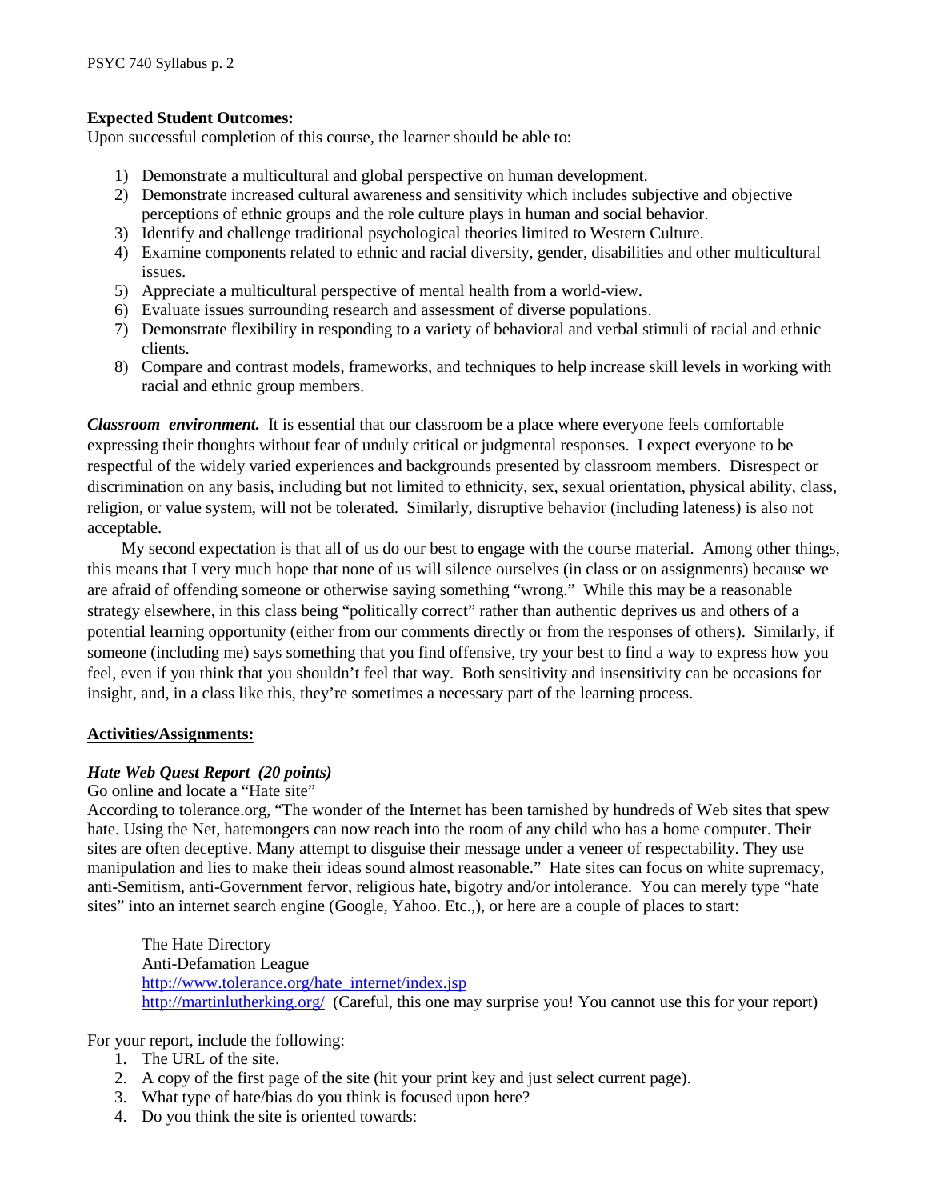**Expected Student Outcomes:**
Upon successful completion of this course, the learner should be able to:

1) Demonstrate a multicultural and global perspective on human development.
2) Demonstrate increased cultural awareness and sensitivity which includes subjective and objective perceptions of ethnic groups and the role culture plays in human and social behavior.
3) Identify and challenge traditional psychological theories limited to Western Culture.
4) Examine components related to ethnic and racial diversity, gender, disabilities and other multicultural issues.
5) Appreciate a multicultural perspective of mental health from a world-view.
6) Evaluate issues surrounding research and assessment of diverse populations.
7) Demonstrate flexibility in responding to a variety of behavioral and verbal stimuli of racial and ethnic clients.
8) Compare and contrast models, frameworks, and techniques to help increase skill levels in working with racial and ethnic group members.

***Classroom environment.*** It is essential that our classroom be a place where everyone feels comfortable expressing their thoughts without fear of unduly critical or judgmental responses. I expect everyone to be respectful of the widely varied experiences and backgrounds presented by classroom members. Disrespect or discrimination on any basis, including but not limited to ethnicity, sex, sexual orientation, physical ability, class, religion, or value system, will not be tolerated. Similarly, disruptive behavior (including lateness) is also not acceptable.

My second expectation is that all of us do our best to engage with the course material. Among other things, this means that I very much hope that none of us will silence ourselves (in class or on assignments) because we are afraid of offending someone or otherwise saying something "wrong." While this may be a reasonable strategy elsewhere, in this class being "politically correct" rather than authentic deprives us and others of a potential learning opportunity (either from our comments directly or from the responses of others). Similarly, if someone (including me) says something that you find offensive, try your best to find a way to express how you feel, even if you think that you shouldn't feel that way. Both sensitivity and insensitivity can be occasions for insight, and, in a class like this, they're sometimes a necessary part of the learning process.

**<u>Activities/Assignments:</u>**

***Hate Web Quest Report (20 points)***
Go online and locate a "Hate site"
According to tolerance.org, "The wonder of the Internet has been tarnished by hundreds of Web sites that spew hate. Using the Net, hatemongers can now reach into the room of any child who has a home computer. Their sites are often deceptive. Many attempt to disguise their message under a veneer of respectability. They use manipulation and lies to make their ideas sound almost reasonable." Hate sites can focus on white supremacy, anti-Semitism, anti-Government fervor, religious hate, bigotry and/or intolerance. You can merely type "hate sites" into an internet search engine (Google, Yahoo. Etc.,), or here are a couple of places to start:

> The Hate Directory
> Anti-Defamation League
> http://www.tolerance.org/hate_internet/index.jsp
> http://martinlutherking.org/ (Careful, this one may surprise you! You cannot use this for your report)

For your report, include the following:
1. The URL of the site.
2. A copy of the first page of the site (hit your print key and just select current page).
3. What type of hate/bias do you think is focused upon here?
4. Do you think the site is oriented towards: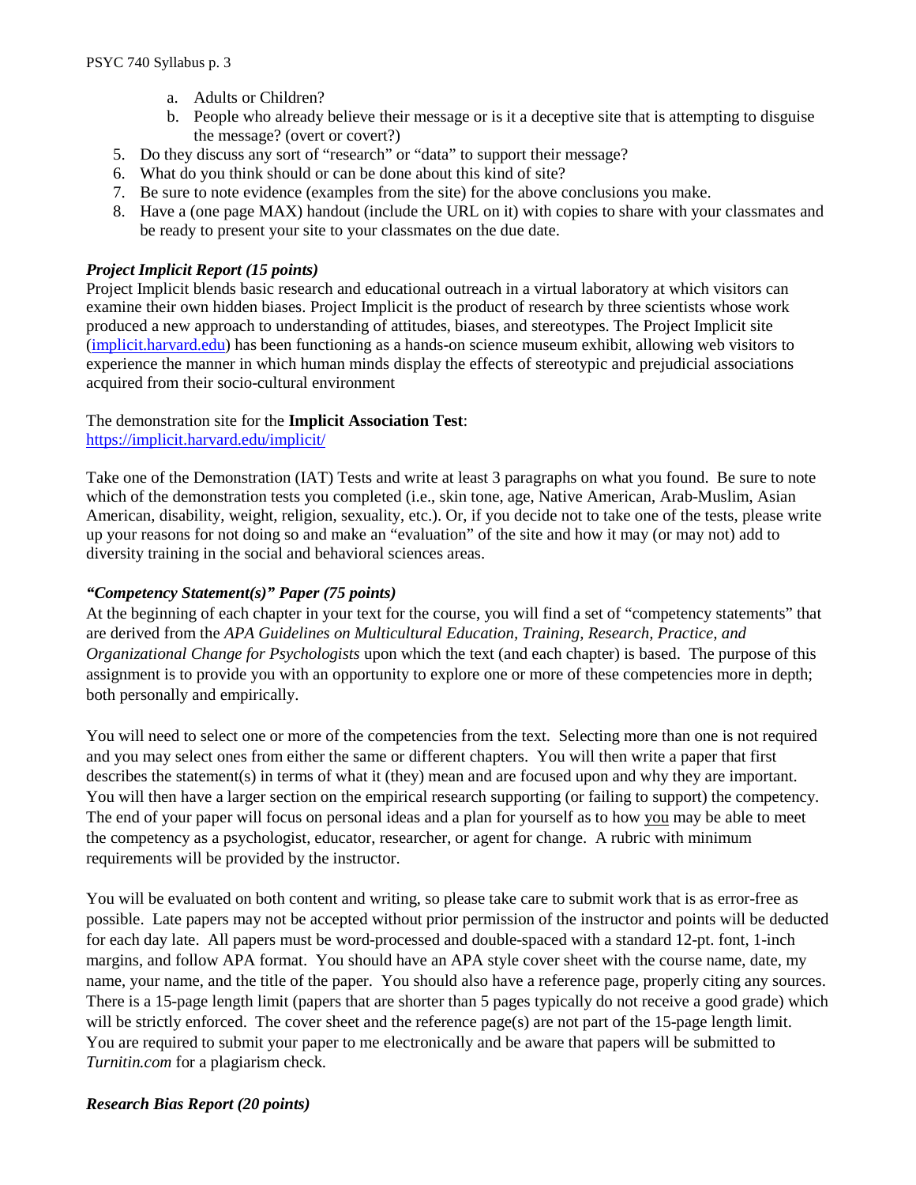a. Adults or Children?
   b. People who already believe their message or is it a deceptive site that is attempting to disguise the message? (overt or covert?)
5. Do they discuss any sort of "research" or "data" to support their message?
6. What do you think should or can be done about this kind of site?
7. Be sure to note evidence (examples from the site) for the above conclusions you make.
8. Have a (one page MAX) handout (include the URL on it) with copies to share with your classmates and be ready to present your site to your classmates on the due date.

***Project Implicit Report (15 points)***

Project Implicit blends basic research and educational outreach in a virtual laboratory at which visitors can examine their own hidden biases. Project Implicit is the product of research by three scientists whose work produced a new approach to understanding of attitudes, biases, and stereotypes. The Project Implicit site (implicit.harvard.edu) has been functioning as a hands-on science museum exhibit, allowing web visitors to experience the manner in which human minds display the effects of stereotypic and prejudicial associations acquired from their socio-cultural environment

The demonstration site for the **Implicit Association Test**:
https://implicit.harvard.edu/implicit/

Take one of the Demonstration (IAT) Tests and write at least 3 paragraphs on what you found. Be sure to note which of the demonstration tests you completed (i.e., skin tone, age, Native American, Arab-Muslim, Asian American, disability, weight, religion, sexuality, etc.). Or, if you decide not to take one of the tests, please write up your reasons for not doing so and make an "evaluation" of the site and how it may (or may not) add to diversity training in the social and behavioral sciences areas.

***"Competency Statement(s)" Paper (75 points)***

At the beginning of each chapter in your text for the course, you will find a set of "competency statements" that are derived from the *APA Guidelines on Multicultural Education, Training, Research, Practice, and Organizational Change for Psychologists* upon which the text (and each chapter) is based. The purpose of this assignment is to provide you with an opportunity to explore one or more of these competencies more in depth; both personally and empirically.

You will need to select one or more of the competencies from the text. Selecting more than one is not required and you may select ones from either the same or different chapters. You will then write a paper that first describes the statement(s) in terms of what it (they) mean and are focused upon and why they are important. You will then have a larger section on the empirical research supporting (or failing to support) the competency. The end of your paper will focus on personal ideas and a plan for yourself as to how you may be able to meet the competency as a psychologist, educator, researcher, or agent for change. A rubric with minimum requirements will be provided by the instructor.

You will be evaluated on both content and writing, so please take care to submit work that is as error-free as possible. Late papers may not be accepted without prior permission of the instructor and points will be deducted for each day late. All papers must be word-processed and double-spaced with a standard 12-pt. font, 1-inch margins, and follow APA format. You should have an APA style cover sheet with the course name, date, my name, your name, and the title of the paper. You should also have a reference page, properly citing any sources. There is a 15-page length limit (papers that are shorter than 5 pages typically do not receive a good grade) which will be strictly enforced. The cover sheet and the reference page(s) are not part of the 15-page length limit. You are required to submit your paper to me electronically and be aware that papers will be submitted to *Turnitin.com* for a plagiarism check.

***Research Bias Report (20 points)***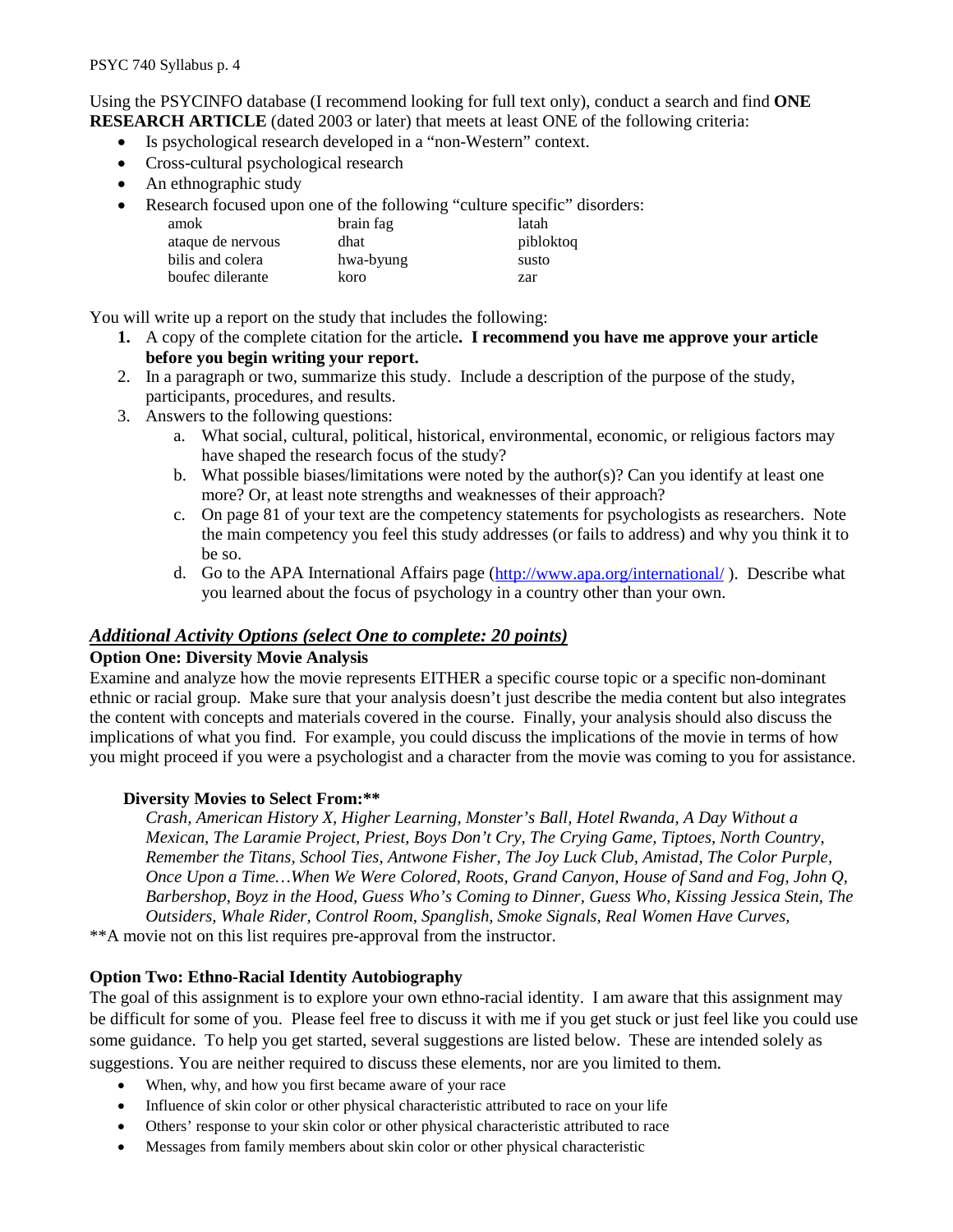Using the PSYCINFO database (I recommend looking for full text only), conduct a search and find **ONE RESEARCH ARTICLE** (dated 2003 or later) that meets at least ONE of the following criteria:

- Is psychological research developed in a "non-Western" context.
- Cross-cultural psychological research
- An ethnographic study
- Research focused upon one of the following "culture specific" disorders:

| | | |
|---|---|---|
| amok | brain fag | latah |
| ataque de nervous | dhat | pibloktoq |
| bilis and colera | hwa-byung | susto |
| boufec dilerante | koro | zar |

You will write up a report on the study that includes the following:

1. A copy of the complete citation for the article**. I recommend you have me approve your article before you begin writing your report.**
2. In a paragraph or two, summarize this study. Include a description of the purpose of the study, participants, procedures, and results.
3. Answers to the following questions:
   a. What social, cultural, political, historical, environmental, economic, or religious factors may have shaped the research focus of the study?
   b. What possible biases/limitations were noted by the author(s)? Can you identify at least one more? Or, at least note strengths and weaknesses of their approach?
   c. On page 81 of your text are the competency statements for psychologists as researchers. Note the main competency you feel this study addresses (or fails to address) and why you think it to be so.
   d. Go to the APA International Affairs page (http://www.apa.org/international/ ). Describe what you learned about the focus of psychology in a country other than your own.

## ***Additional Activity Options (select One to complete: 20 points)***

**Option One: Diversity Movie Analysis**

Examine and analyze how the movie represents EITHER a specific course topic or a specific non-dominant ethnic or racial group. Make sure that your analysis doesn't just describe the media content but also integrates the content with concepts and materials covered in the course. Finally, your analysis should also discuss the implications of what you find. For example, you could discuss the implications of the movie in terms of how you might proceed if you were a psychologist and a character from the movie was coming to you for assistance.

**Diversity Movies to Select From:****

*Crash, American History X, Higher Learning, Monster's Ball, Hotel Rwanda, A Day Without a Mexican, The Laramie Project, Priest, Boys Don't Cry, The Crying Game, Tiptoes, North Country, Remember the Titans, School Ties, Antwone Fisher, The Joy Luck Club, Amistad, The Color Purple, Once Upon a Time…When We Were Colored, Roots, Grand Canyon, House of Sand and Fog, John Q, Barbershop, Boyz in the Hood, Guess Who's Coming to Dinner, Guess Who, Kissing Jessica Stein, The Outsiders, Whale Rider, Control Room, Spanglish, Smoke Signals, Real Women Have Curves,*

**A movie not on this list requires pre-approval from the instructor.

**Option Two: Ethno-Racial Identity Autobiography**

The goal of this assignment is to explore your own ethno-racial identity. I am aware that this assignment may be difficult for some of you. Please feel free to discuss it with me if you get stuck or just feel like you could use some guidance. To help you get started, several suggestions are listed below. These are intended solely as suggestions. You are neither required to discuss these elements, nor are you limited to them.

- When, why, and how you first became aware of your race
- Influence of skin color or other physical characteristic attributed to race on your life
- Others' response to your skin color or other physical characteristic attributed to race
- Messages from family members about skin color or other physical characteristic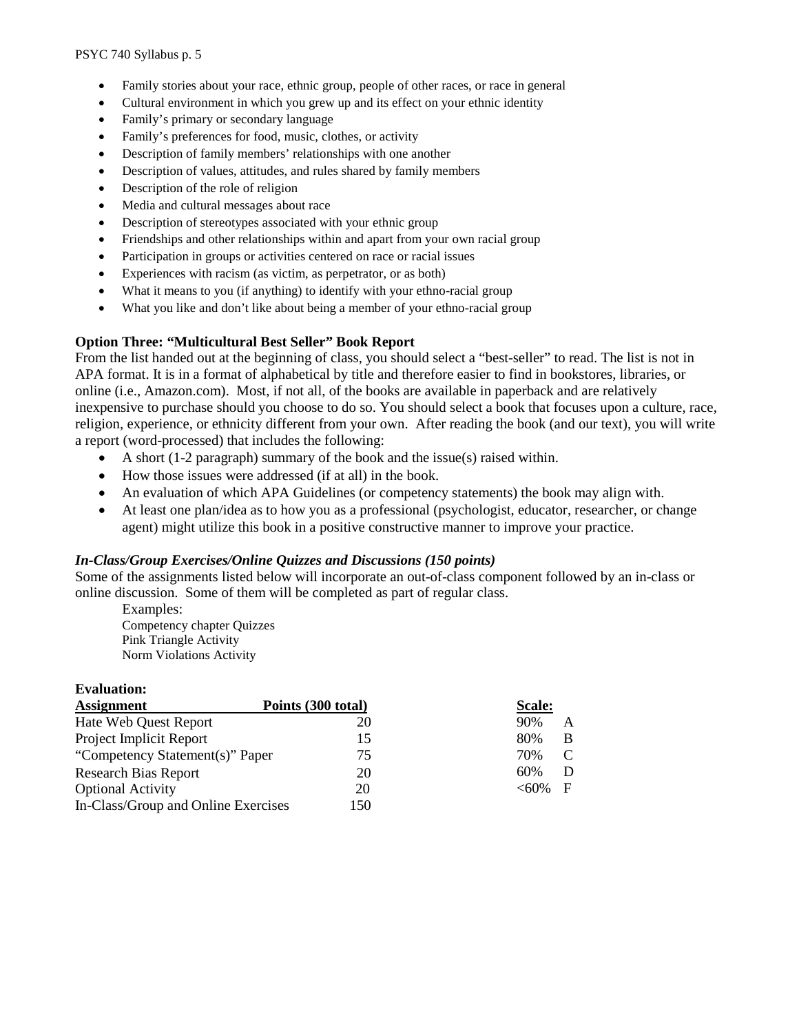- Family stories about your race, ethnic group, people of other races, or race in general
- Cultural environment in which you grew up and its effect on your ethnic identity
- Family's primary or secondary language
- Family's preferences for food, music, clothes, or activity
- Description of family members' relationships with one another
- Description of values, attitudes, and rules shared by family members
- Description of the role of religion
- Media and cultural messages about race
- Description of stereotypes associated with your ethnic group
- Friendships and other relationships within and apart from your own racial group
- Participation in groups or activities centered on race or racial issues
- Experiences with racism (as victim, as perpetrator, or as both)
- What it means to you (if anything) to identify with your ethno-racial group
- What you like and don't like about being a member of your ethno-racial group

**Option Three: "Multicultural Best Seller" Book Report**

From the list handed out at the beginning of class, you should select a "best-seller" to read. The list is not in APA format. It is in a format of alphabetical by title and therefore easier to find in bookstores, libraries, or online (i.e., Amazon.com). Most, if not all, of the books are available in paperback and are relatively inexpensive to purchase should you choose to do so. You should select a book that focuses upon a culture, race, religion, experience, or ethnicity different from your own. After reading the book (and our text), you will write a report (word-processed) that includes the following:

- A short (1-2 paragraph) summary of the book and the issue(s) raised within.
- How those issues were addressed (if at all) in the book.
- An evaluation of which APA Guidelines (or competency statements) the book may align with.
- At least one plan/idea as to how you as a professional (psychologist, educator, researcher, or change agent) might utilize this book in a positive constructive manner to improve your practice.

***In-Class/Group Exercises/Online Quizzes and Discussions (150 points)***

Some of the assignments listed below will incorporate an out-of-class component followed by an in-class or online discussion. Some of them will be completed as part of regular class.

Examples:
Competency chapter Quizzes
Pink Triangle Activity
Norm Violations Activity

**Evaluation:**

| Assignment | Points (300 total) |
| --- | --- |
| Hate Web Quest Report | 20 |
| Project Implicit Report | 15 |
| "Competency Statement(s)" Paper | 75 |
| Research Bias Report | 20 |
| Optional Activity | 20 |
| In-Class/Group and Online Exercises | 150 |

| Scale: | |
| --- | --- |
| 90% | A |
| 80% | B |
| 70% | C |
| 60% | D |
| <60% | F |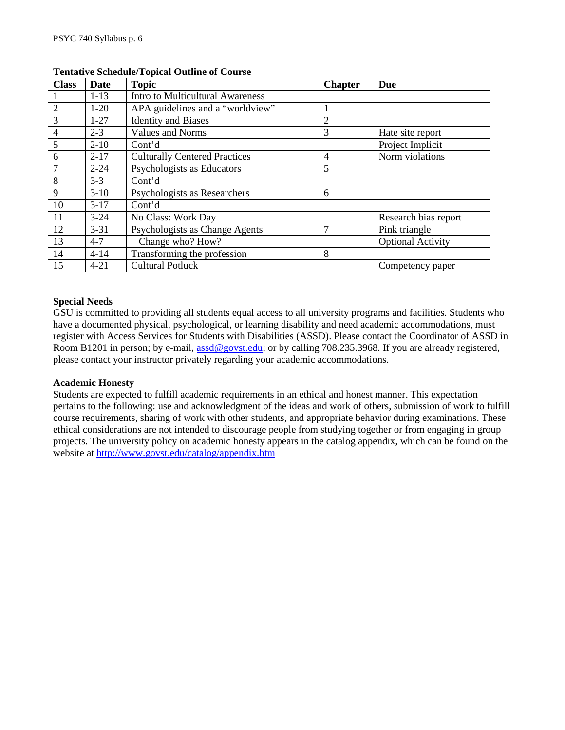**Tentative Schedule/Topical Outline of Course**

| Class | Date | Topic | Chapter | Due |
|---|---|---|---|---|
| 1 | 1-13 | Intro to Multicultural Awareness | | |
| 2 | 1-20 | APA guidelines and a "worldview" | 1 | |
| 3 | 1-27 | Identity and Biases | 2 | |
| 4 | 2-3 | Values and Norms | 3 | Hate site report |
| 5 | 2-10 | Cont'd | | Project Implicit |
| 6 | 2-17 | Culturally Centered Practices | 4 | Norm violations |
| 7 | 2-24 | Psychologists as Educators | 5 | |
| 8 | 3-3 | Cont'd | | |
| 9 | 3-10 | Psychologists as Researchers | 6 | |
| 10 | 3-17 | Cont'd | | |
| 11 | 3-24 | No Class: Work Day | | Research bias report |
| 12 | 3-31 | Psychologists as Change Agents | 7 | Pink triangle |
| 13 | 4-7 | Change who? How? | | Optional Activity |
| 14 | 4-14 | Transforming the profession | 8 | |
| 15 | 4-21 | Cultural Potluck | | Competency paper |

**Special Needs**

GSU is committed to providing all students equal access to all university programs and facilities. Students who have a documented physical, psychological, or learning disability and need academic accommodations, must register with Access Services for Students with Disabilities (ASSD). Please contact the Coordinator of ASSD in Room B1201 in person; by e-mail, assd@govst.edu; or by calling 708.235.3968. If you are already registered, please contact your instructor privately regarding your academic accommodations.

**Academic Honesty**

Students are expected to fulfill academic requirements in an ethical and honest manner. This expectation pertains to the following: use and acknowledgment of the ideas and work of others, submission of work to fulfill course requirements, sharing of work with other students, and appropriate behavior during examinations. These ethical considerations are not intended to discourage people from studying together or from engaging in group projects. The university policy on academic honesty appears in the catalog appendix, which can be found on the website at http://www.govst.edu/catalog/appendix.htm